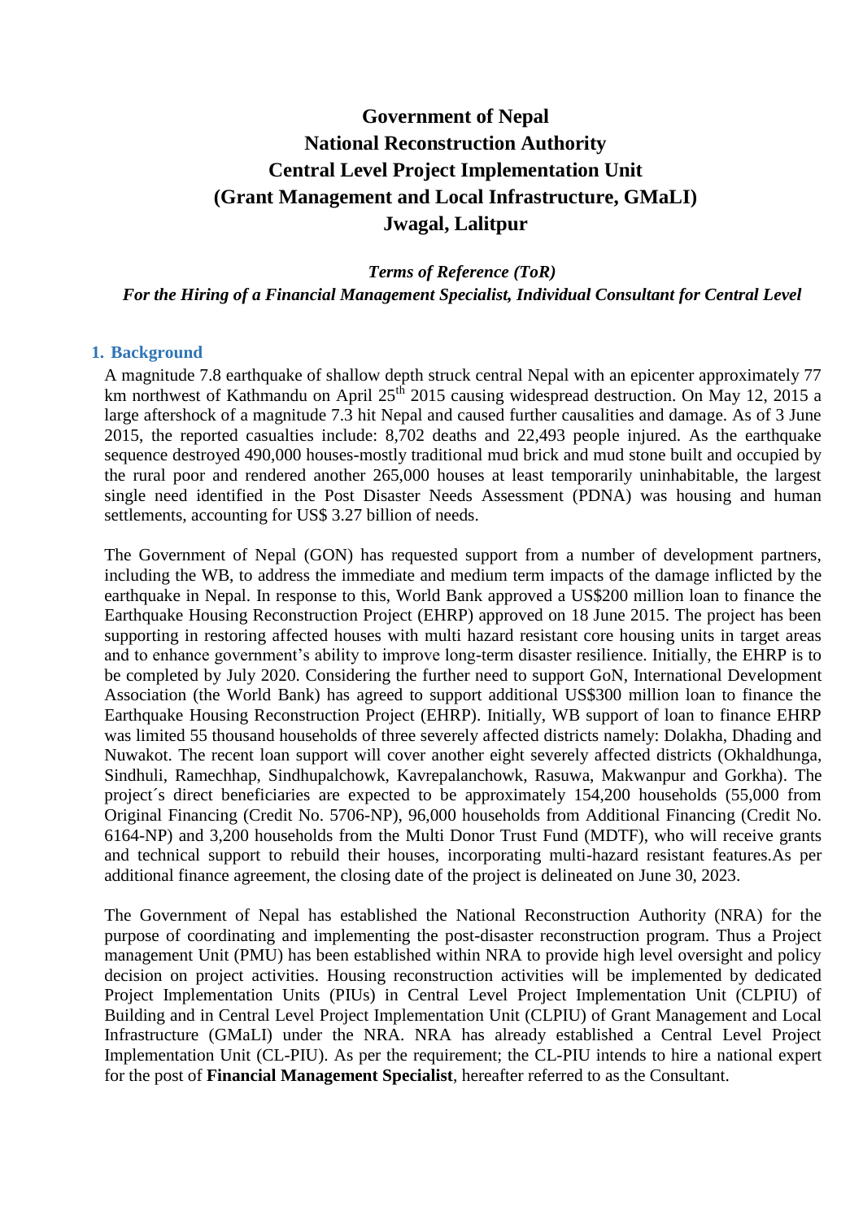# Government of Nepal
# National Reconstruction Authority
# Central Level Project Implementation Unit
# (Grant Management and Local Infrastructure, GMaLI)
# Jwagal, Lalitpur

***Terms of Reference (ToR)***
***For the Hiring of a Financial Management Specialist, Individual Consultant for Central Level***

## 1. Background

A magnitude 7.8 earthquake of shallow depth struck central Nepal with an epicenter approximately 77 km northwest of Kathmandu on April 25th 2015 causing widespread destruction. On May 12, 2015 a large aftershock of a magnitude 7.3 hit Nepal and caused further causalities and damage. As of 3 June 2015, the reported casualties include: 8,702 deaths and 22,493 people injured. As the earthquake sequence destroyed 490,000 houses-mostly traditional mud brick and mud stone built and occupied by the rural poor and rendered another 265,000 houses at least temporarily uninhabitable, the largest single need identified in the Post Disaster Needs Assessment (PDNA) was housing and human settlements, accounting for US$ 3.27 billion of needs.

The Government of Nepal (GON) has requested support from a number of development partners, including the WB, to address the immediate and medium term impacts of the damage inflicted by the earthquake in Nepal. In response to this, World Bank approved a US$200 million loan to finance the Earthquake Housing Reconstruction Project (EHRP) approved on 18 June 2015. The project has been supporting in restoring affected houses with multi hazard resistant core housing units in target areas and to enhance government's ability to improve long-term disaster resilience. Initially, the EHRP is to be completed by July 2020. Considering the further need to support GoN, International Development Association (the World Bank) has agreed to support additional US$300 million loan to finance the Earthquake Housing Reconstruction Project (EHRP). Initially, WB support of loan to finance EHRP was limited 55 thousand households of three severely affected districts namely: Dolakha, Dhading and Nuwakot. The recent loan support will cover another eight severely affected districts (Okhaldhunga, Sindhuli, Ramechhap, Sindhupalchowk, Kavrepalanchowk, Rasuwa, Makwanpur and Gorkha). The project´s direct beneficiaries are expected to be approximately 154,200 households (55,000 from Original Financing (Credit No. 5706-NP), 96,000 households from Additional Financing (Credit No. 6164-NP) and 3,200 households from the Multi Donor Trust Fund (MDTF), who will receive grants and technical support to rebuild their houses, incorporating multi-hazard resistant features.As per additional finance agreement, the closing date of the project is delineated on June 30, 2023.

The Government of Nepal has established the National Reconstruction Authority (NRA) for the purpose of coordinating and implementing the post-disaster reconstruction program. Thus a Project management Unit (PMU) has been established within NRA to provide high level oversight and policy decision on project activities. Housing reconstruction activities will be implemented by dedicated Project Implementation Units (PIUs) in Central Level Project Implementation Unit (CLPIU) of Building and in Central Level Project Implementation Unit (CLPIU) of Grant Management and Local Infrastructure (GMaLI) under the NRA. NRA has already established a Central Level Project Implementation Unit (CL-PIU). As per the requirement; the CL-PIU intends to hire a national expert for the post of **Financial Management Specialist**, hereafter referred to as the Consultant.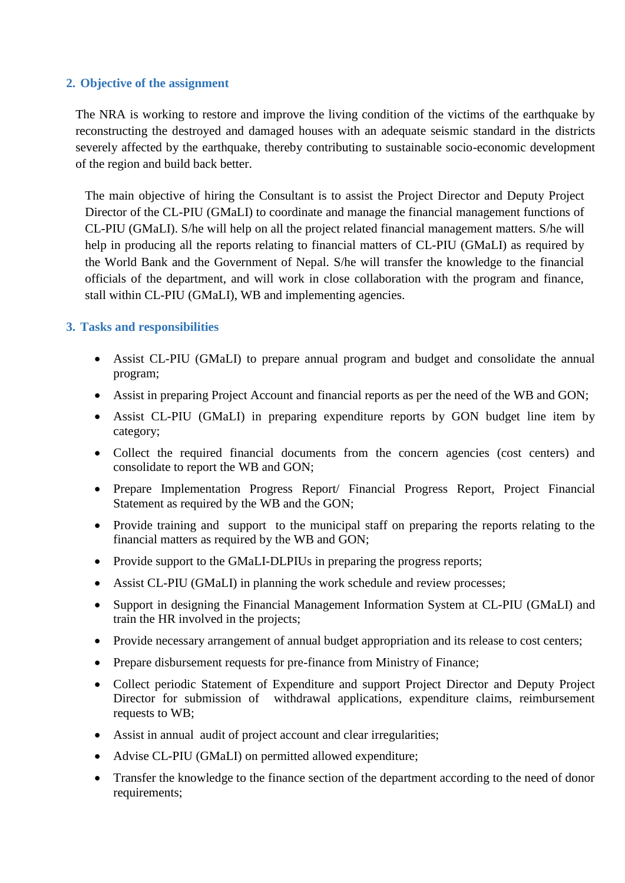## 2. Objective of the assignment

The NRA is working to restore and improve the living condition of the victims of the earthquake by reconstructing the destroyed and damaged houses with an adequate seismic standard in the districts severely affected by the earthquake, thereby contributing to sustainable socio-economic development of the region and build back better.

The main objective of hiring the Consultant is to assist the Project Director and Deputy Project Director of the CL-PIU (GMaLI) to coordinate and manage the financial management functions of CL-PIU (GMaLI). S/he will help on all the project related financial management matters. S/he will help in producing all the reports relating to financial matters of CL-PIU (GMaLI) as required by the World Bank and the Government of Nepal. S/he will transfer the knowledge to the financial officials of the department, and will work in close collaboration with the program and finance, stall within CL-PIU (GMaLI), WB and implementing agencies.

## 3. Tasks and responsibilities

- Assist CL-PIU (GMaLI) to prepare annual program and budget and consolidate the annual program;
- Assist in preparing Project Account and financial reports as per the need of the WB and GON;
- Assist CL-PIU (GMaLI) in preparing expenditure reports by GON budget line item by category;
- Collect the required financial documents from the concern agencies (cost centers) and consolidate to report the WB and GON;
- Prepare Implementation Progress Report/ Financial Progress Report, Project Financial Statement as required by the WB and the GON;
- Provide training and support to the municipal staff on preparing the reports relating to the financial matters as required by the WB and GON;
- Provide support to the GMaLI-DLPIUs in preparing the progress reports;
- Assist CL-PIU (GMaLI) in planning the work schedule and review processes;
- Support in designing the Financial Management Information System at CL-PIU (GMaLI) and train the HR involved in the projects;
- Provide necessary arrangement of annual budget appropriation and its release to cost centers;
- Prepare disbursement requests for pre-finance from Ministry of Finance;
- Collect periodic Statement of Expenditure and support Project Director and Deputy Project Director for submission of withdrawal applications, expenditure claims, reimbursement requests to WB;
- Assist in annual audit of project account and clear irregularities;
- Advise CL-PIU (GMaLI) on permitted allowed expenditure;
- Transfer the knowledge to the finance section of the department according to the need of donor requirements;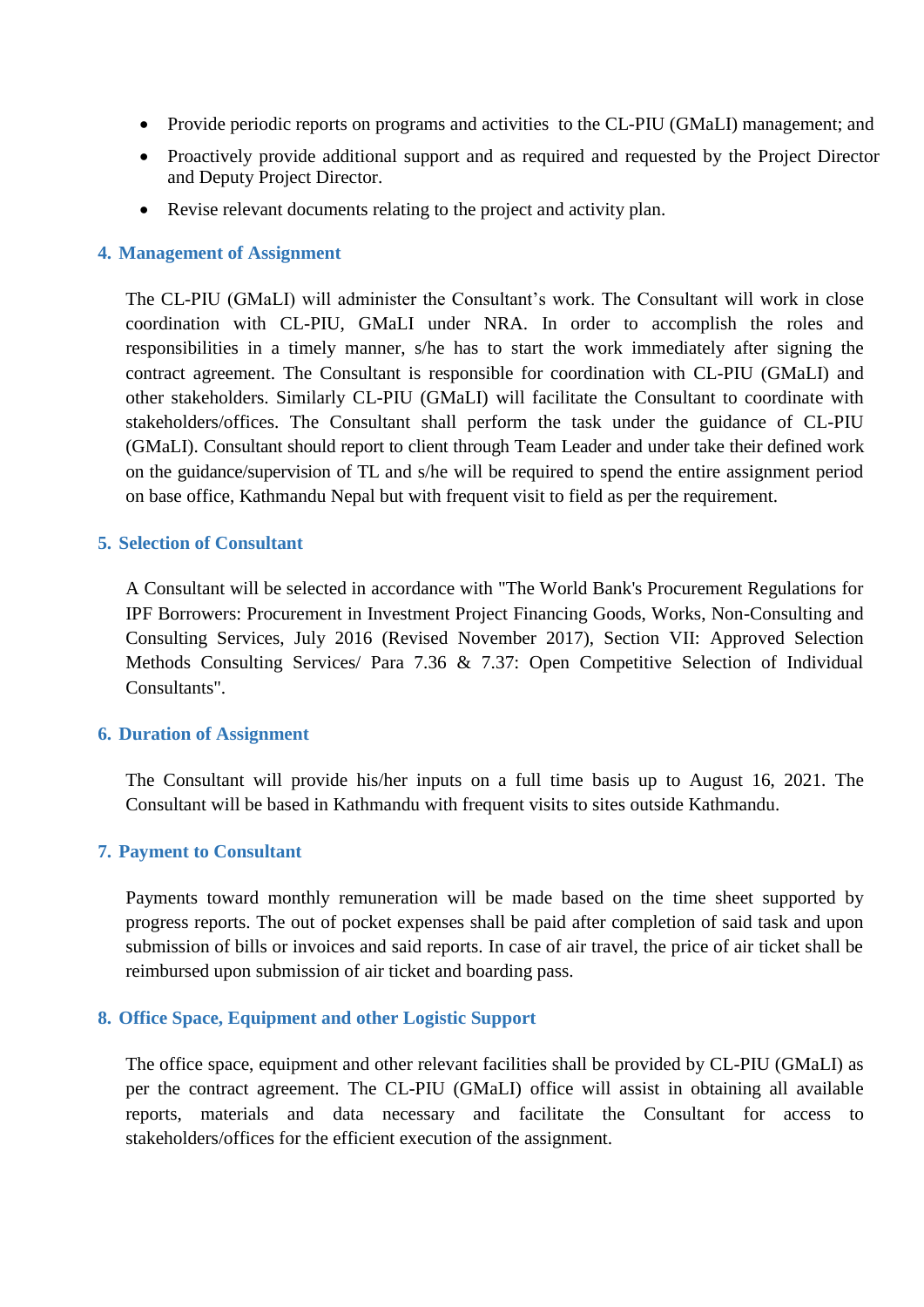- Provide periodic reports on programs and activities to the CL-PIU (GMaLI) management; and
- Proactively provide additional support and as required and requested by the Project Director and Deputy Project Director.
- Revise relevant documents relating to the project and activity plan.

## 4. Management of Assignment

The CL-PIU (GMaLI) will administer the Consultant's work. The Consultant will work in close coordination with CL-PIU, GMaLI under NRA. In order to accomplish the roles and responsibilities in a timely manner, s/he has to start the work immediately after signing the contract agreement. The Consultant is responsible for coordination with CL-PIU (GMaLI) and other stakeholders. Similarly CL-PIU (GMaLI) will facilitate the Consultant to coordinate with stakeholders/offices. The Consultant shall perform the task under the guidance of CL-PIU (GMaLI). Consultant should report to client through Team Leader and under take their defined work on the guidance/supervision of TL and s/he will be required to spend the entire assignment period on base office, Kathmandu Nepal but with frequent visit to field as per the requirement.

## 5. Selection of Consultant

A Consultant will be selected in accordance with "The World Bank's Procurement Regulations for IPF Borrowers: Procurement in Investment Project Financing Goods, Works, Non-Consulting and Consulting Services, July 2016 (Revised November 2017), Section VII: Approved Selection Methods Consulting Services/ Para 7.36 & 7.37: Open Competitive Selection of Individual Consultants".

## 6. Duration of Assignment

The Consultant will provide his/her inputs on a full time basis up to August 16, 2021. The Consultant will be based in Kathmandu with frequent visits to sites outside Kathmandu.

## 7. Payment to Consultant

Payments toward monthly remuneration will be made based on the time sheet supported by progress reports. The out of pocket expenses shall be paid after completion of said task and upon submission of bills or invoices and said reports. In case of air travel, the price of air ticket shall be reimbursed upon submission of air ticket and boarding pass.

## 8. Office Space, Equipment and other Logistic Support

The office space, equipment and other relevant facilities shall be provided by CL-PIU (GMaLI) as per the contract agreement. The CL-PIU (GMaLI) office will assist in obtaining all available reports, materials and data necessary and facilitate the Consultant for access to stakeholders/offices for the efficient execution of the assignment.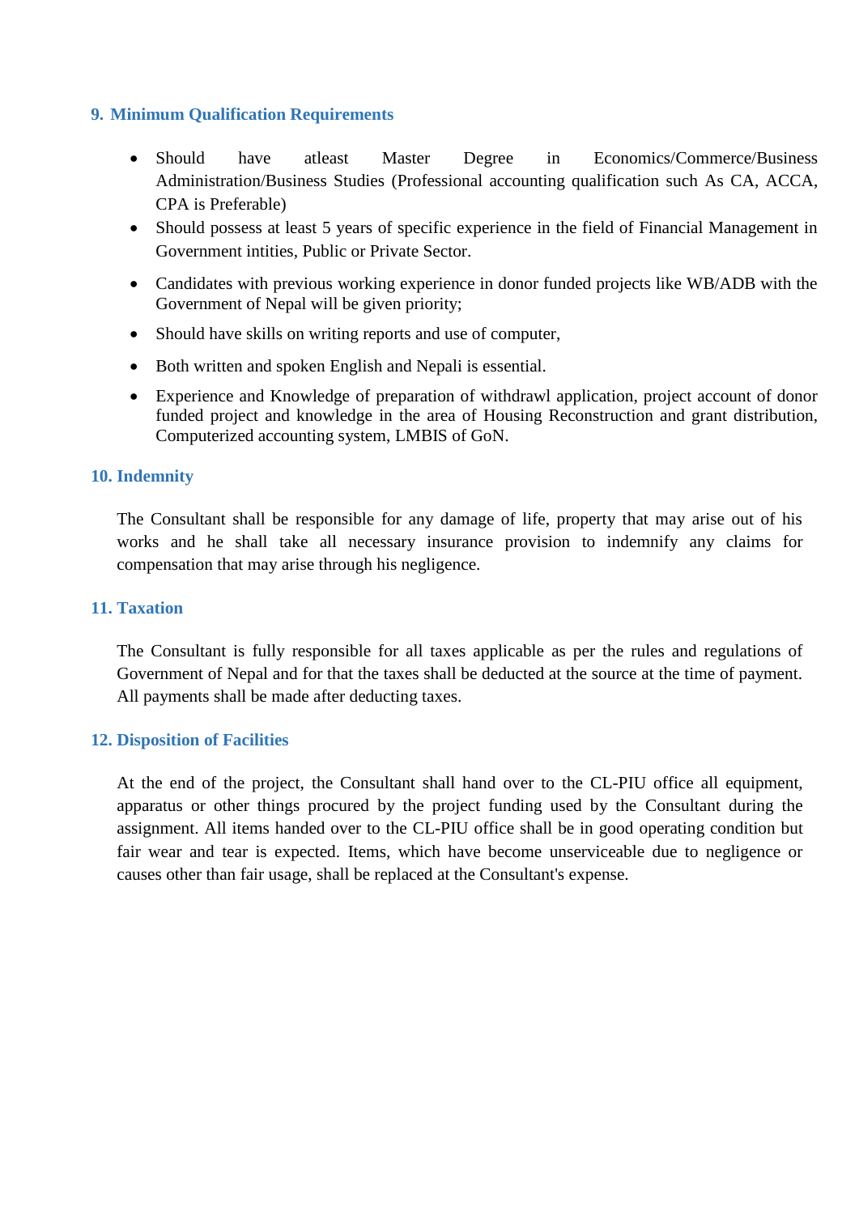## 9. Minimum Qualification Requirements

- Should have atleast Master Degree in Economics/Commerce/Business Administration/Business Studies (Professional accounting qualification such As CA, ACCA, CPA is Preferable)
- Should possess at least 5 years of specific experience in the field of Financial Management in Government intities, Public or Private Sector.
- Candidates with previous working experience in donor funded projects like WB/ADB with the Government of Nepal will be given priority;
- Should have skills on writing reports and use of computer,
- Both written and spoken English and Nepali is essential.
- Experience and Knowledge of preparation of withdrawl application, project account of donor funded project and knowledge in the area of Housing Reconstruction and grant distribution, Computerized accounting system, LMBIS of GoN.

## 10. Indemnity

The Consultant shall be responsible for any damage of life, property that may arise out of his works and he shall take all necessary insurance provision to indemnify any claims for compensation that may arise through his negligence.

## 11. Taxation

The Consultant is fully responsible for all taxes applicable as per the rules and regulations of Government of Nepal and for that the taxes shall be deducted at the source at the time of payment. All payments shall be made after deducting taxes.

## 12. Disposition of Facilities

At the end of the project, the Consultant shall hand over to the CL-PIU office all equipment, apparatus or other things procured by the project funding used by the Consultant during the assignment. All items handed over to the CL-PIU office shall be in good operating condition but fair wear and tear is expected. Items, which have become unserviceable due to negligence or causes other than fair usage, shall be replaced at the Consultant's expense.